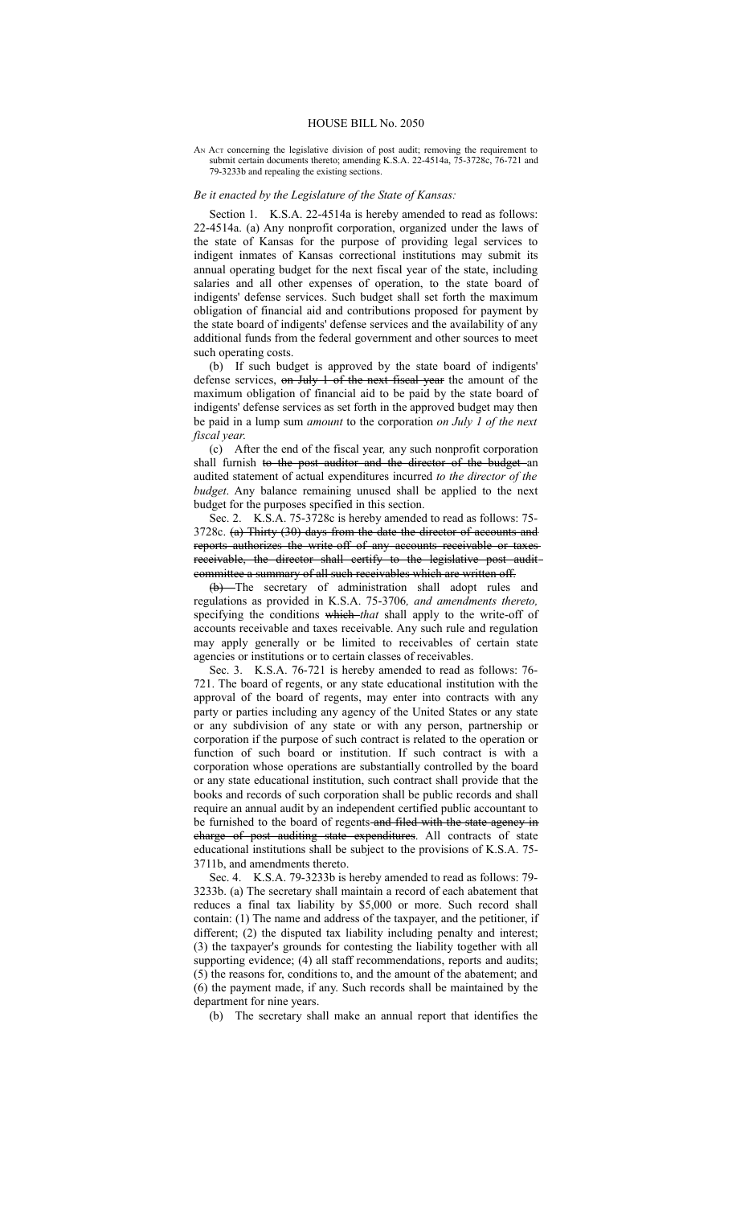# HOUSE BILL No. 2050

AN ACT concerning the legislative division of post audit; removing the requirement to submit certain documents thereto; amending K.S.A. 22-4514a, 75-3728c, 76-721 and 79-3233b and repealing the existing sections.

*Be it enacted by the Legislature of the State of Kansas:*

Section 1. K.S.A. 22-4514a is hereby amended to read as follows: 22-4514a. (a) Any nonprofit corporation, organized under the laws of the state of Kansas for the purpose of providing legal services to indigent inmates of Kansas correctional institutions may submit its annual operating budget for the next fiscal year of the state, including salaries and all other expenses of operation, to the state board of indigents' defense services. Such budget shall set forth the maximum obligation of financial aid and contributions proposed for payment by the state board of indigents' defense services and the availability of any additional funds from the federal government and other sources to meet such operating costs.

(b) If such budget is approved by the state board of indigents' defense services, ~~on July 1 of the next fiscal year~~ the amount of the maximum obligation of financial aid to be paid by the state board of indigents' defense services as set forth in the approved budget may then be paid in a lump sum *amount* to the corporation *on July 1 of the next fiscal year*.

(c) After the end of the fiscal year*,* any such nonprofit corporation shall furnish ~~to the post auditor and the director of the budget~~ an audited statement of actual expenditures incurred *to the director of the budget*. Any balance remaining unused shall be applied to the next budget for the purposes specified in this section.

Sec. 2. K.S.A. 75-3728c is hereby amended to read as follows: 75-3728c. ~~(a) Thirty (30) days from the date the director of accounts and reports authorizes the write-off of any accounts receivable or taxes receivable, the director shall certify to the legislative post audit committee a summary of all such receivables which are written off.~~

~~(b)~~ The secretary of administration shall adopt rules and regulations as provided in K.S.A. 75-3706*, and amendments thereto,* specifying the conditions ~~which~~ *that* shall apply to the write-off of accounts receivable and taxes receivable. Any such rule and regulation may apply generally or be limited to receivables of certain state agencies or institutions or to certain classes of receivables.

Sec. 3. K.S.A. 76-721 is hereby amended to read as follows: 76-721. The board of regents, or any state educational institution with the approval of the board of regents, may enter into contracts with any party or parties including any agency of the United States or any state or any subdivision of any state or with any person, partnership or corporation if the purpose of such contract is related to the operation or function of such board or institution. If such contract is with a corporation whose operations are substantially controlled by the board or any state educational institution, such contract shall provide that the books and records of such corporation shall be public records and shall require an annual audit by an independent certified public accountant to be furnished to the board of regents ~~and filed with the state agency in charge of post auditing state expenditures~~. All contracts of state educational institutions shall be subject to the provisions of K.S.A. 75-3711b, and amendments thereto.

Sec. 4. K.S.A. 79-3233b is hereby amended to read as follows: 79-3233b. (a) The secretary shall maintain a record of each abatement that reduces a final tax liability by $5,000 or more. Such record shall contain: (1) The name and address of the taxpayer, and the petitioner, if different; (2) the disputed tax liability including penalty and interest; (3) the taxpayer's grounds for contesting the liability together with all supporting evidence; (4) all staff recommendations, reports and audits; (5) the reasons for, conditions to, and the amount of the abatement; and (6) the payment made, if any. Such records shall be maintained by the department for nine years.

(b) The secretary shall make an annual report that identifies the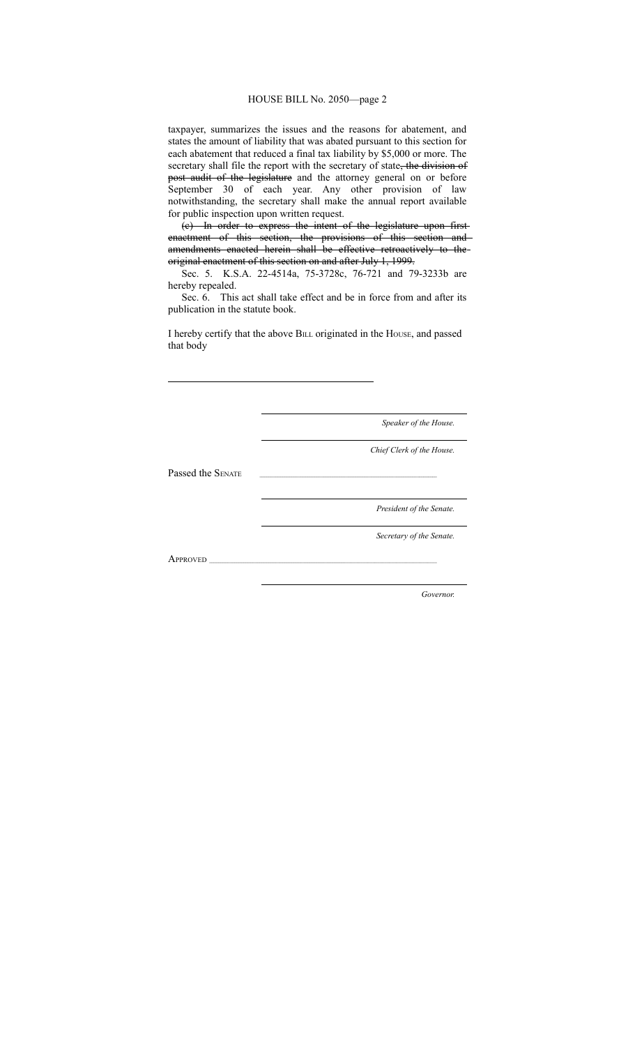taxpayer, summarizes the issues and the reasons for abatement, and states the amount of liability that was abated pursuant to this section for each abatement that reduced a final tax liability by $5,000 or more. The secretary shall file the report with the secretary of state~~, the division of post audit of the legislature~~ and the attorney general on or before September 30 of each year. Any other provision of law notwithstanding, the secretary shall make the annual report available for public inspection upon written request.

~~(e) In order to express the intent of the legislature upon first enactment of this section, the provisions of this section and amendments enacted herein shall be effective retroactively to the original enactment of this section on and after July 1, 1999.~~

Sec. 5. K.S.A. 22-4514a, 75-3728c, 76-721 and 79-3233b are hereby repealed.

Sec. 6. This act shall take effect and be in force from and after its publication in the statute book.

I hereby certify that the above BILL originated in the HOUSE, and passed that body

\_\_\_\_\_\_\_\_\_\_\_\_\_\_\_\_\_\_\_\_\_\_\_\_\_\_\_\_\_\_\_\_\_\_

\_\_\_\_\_\_\_\_\_\_\_\_\_\_\_\_\_\_\_\_\_\_\_\_\_\_\_\_\_\_\_\_\_\_
*Speaker of the House.*

\_\_\_\_\_\_\_\_\_\_\_\_\_\_\_\_\_\_\_\_\_\_\_\_\_\_\_\_\_\_\_\_\_\_
*Chief Clerk of the House.*

Passed the SENATE \_\_\_\_\_\_\_\_\_\_\_\_\_\_\_\_\_\_\_\_\_\_\_\_\_\_\_\_\_\_\_\_\_\_

\_\_\_\_\_\_\_\_\_\_\_\_\_\_\_\_\_\_\_\_\_\_\_\_\_\_\_\_\_\_\_\_\_\_
*President of the Senate.*

\_\_\_\_\_\_\_\_\_\_\_\_\_\_\_\_\_\_\_\_\_\_\_\_\_\_\_\_\_\_\_\_\_\_
*Secretary of the Senate.*

APPROVED \_\_\_\_\_\_\_\_\_\_\_\_\_\_\_\_\_\_\_\_\_\_\_\_\_\_\_\_\_\_\_\_\_\_

\_\_\_\_\_\_\_\_\_\_\_\_\_\_\_\_\_\_\_\_\_\_\_\_\_\_\_\_\_\_\_\_\_\_
*Governor.*